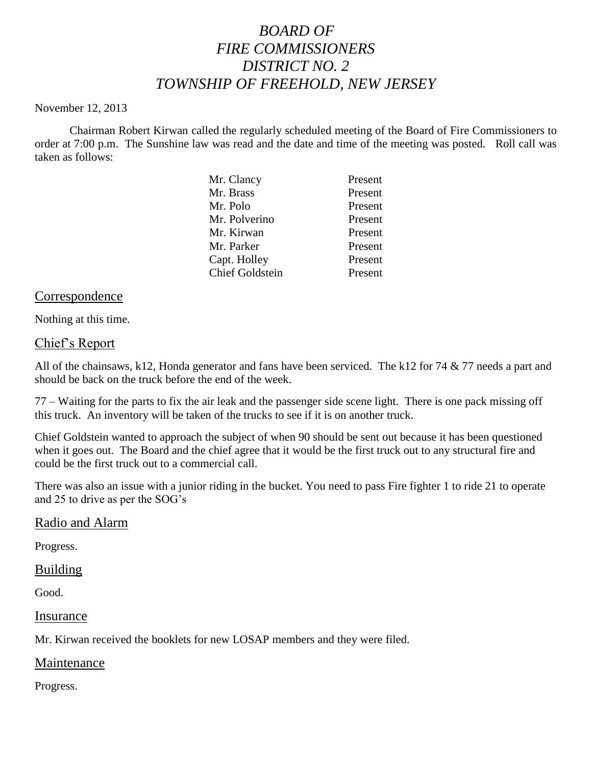# *BOARD OF FIRE COMMISSIONERS DISTRICT NO. 2 TOWNSHIP OF FREEHOLD, NEW JERSEY*

November 12, 2013

Chairman Robert Kirwan called the regularly scheduled meeting of the Board of Fire Commissioners to order at 7:00 p.m. The Sunshine law was read and the date and time of the meeting was posted. Roll call was taken as follows:

| | |
|---|---|
| Mr. Clancy | Present |
| Mr. Brass | Present |
| Mr. Polo | Present |
| Mr. Polverino | Present |
| Mr. Kirwan | Present |
| Mr. Parker | Present |
| Capt. Holley | Present |
| Chief Goldstein | Present |

## Correspondence

Nothing at this time.

## Chief's Report

All of the chainsaws, k12, Honda generator and fans have been serviced. The k12 for 74 & 77 needs a part and should be back on the truck before the end of the week.

77 – Waiting for the parts to fix the air leak and the passenger side scene light. There is one pack missing off this truck. An inventory will be taken of the trucks to see if it is on another truck.

Chief Goldstein wanted to approach the subject of when 90 should be sent out because it has been questioned when it goes out. The Board and the chief agree that it would be the first truck out to any structural fire and could be the first truck out to a commercial call.

There was also an issue with a junior riding in the bucket. You need to pass Fire fighter 1 to ride 21 to operate and 25 to drive as per the SOG's

## Radio and Alarm

Progress.

## Building

Good.

## Insurance

Mr. Kirwan received the booklets for new LOSAP members and they were filed.

## Maintenance

Progress.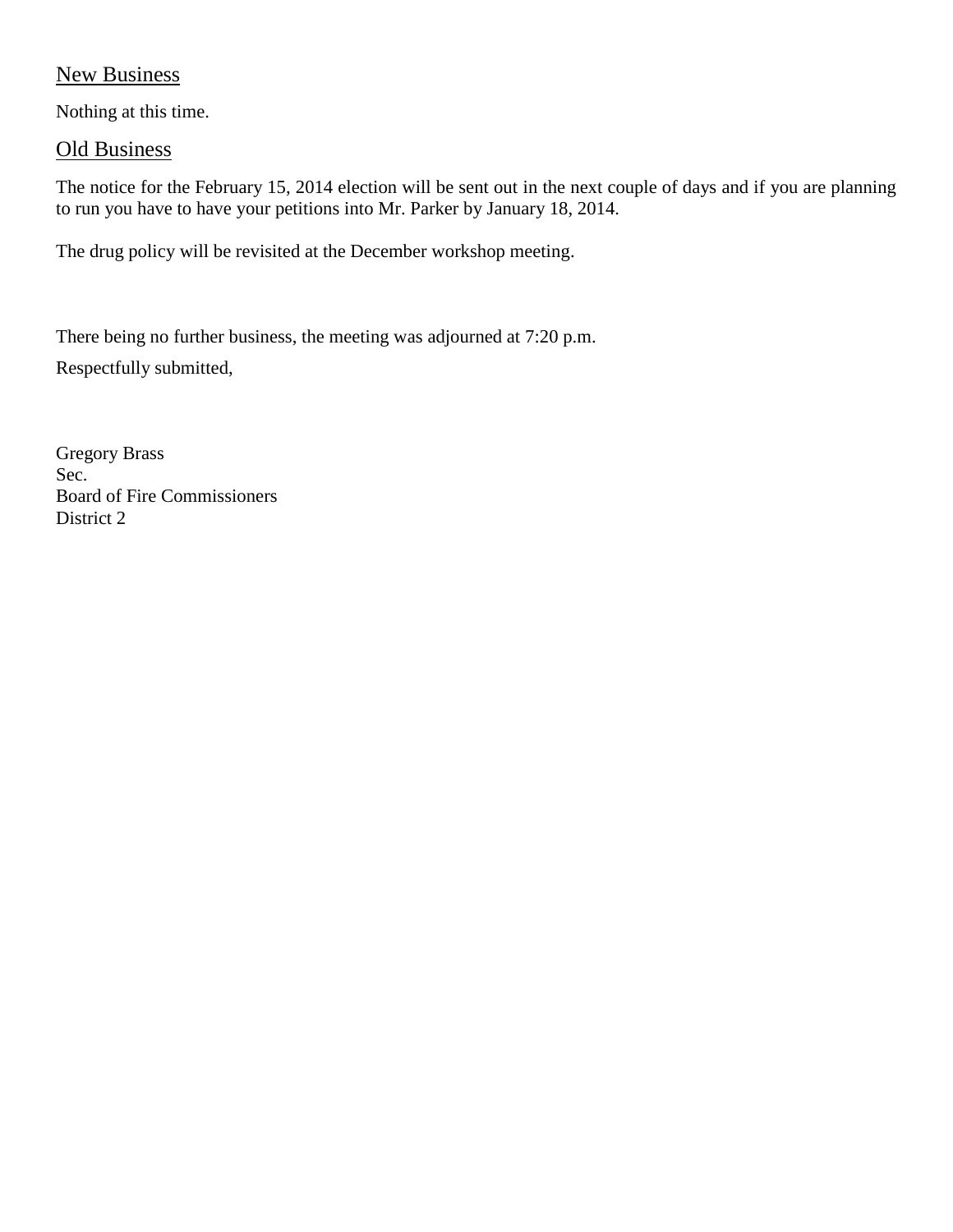## New Business

Nothing at this time.

## Old Business

The notice for the February 15, 2014 election will be sent out in the next couple of days and if you are planning to run you have to have your petitions into Mr. Parker by January 18, 2014.

The drug policy will be revisited at the December workshop meeting.

There being no further business, the meeting was adjourned at 7:20 p.m.

Respectfully submitted,

Gregory Brass  
Sec.  
Board of Fire Commissioners  
District 2